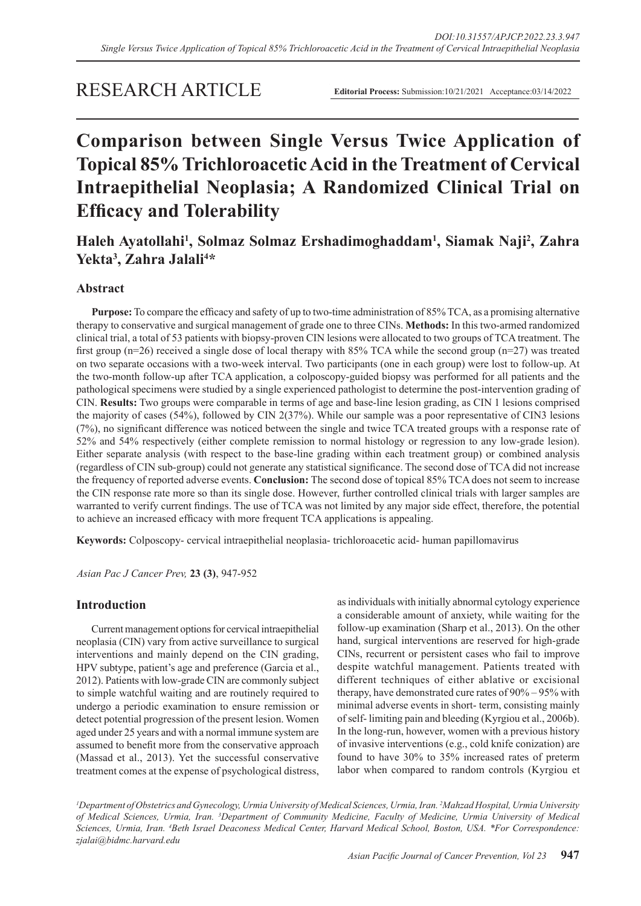RESEARCH ARTICLE

**Editorial Process:** Submission:10/21/2021 Acceptance:03/14/2022

# Comparison between Single Versus Twice Application of Topical 85% Trichloroacetic Acid in the Treatment of Cervical Intraepithelial Neoplasia; A Randomized Clinical Trial on Efficacy and Tolerability

**Haleh Ayatollahi[1], Solmaz Solmaz Ershadimoghaddam[1], Siamak Naji[2], Zahra Yekta[3], Zahra Jalali[4]***

## Abstract

**Purpose:** To compare the efficacy and safety of up to two-time administration of 85% TCA, as a promising alternative therapy to conservative and surgical management of grade one to three CINs. **Methods:** In this two-armed randomized clinical trial, a total of 53 patients with biopsy-proven CIN lesions were allocated to two groups of TCA treatment. The first group (n=26) received a single dose of local therapy with 85% TCA while the second group (n=27) was treated on two separate occasions with a two-week interval. Two participants (one in each group) were lost to follow-up. At the two-month follow-up after TCA application, a colposcopy-guided biopsy was performed for all patients and the pathological specimens were studied by a single experienced pathologist to determine the post-intervention grading of CIN. **Results:** Two groups were comparable in terms of age and base-line lesion grading, as CIN 1 lesions comprised the majority of cases (54%), followed by CIN 2(37%). While our sample was a poor representative of CIN3 lesions (7%), no significant difference was noticed between the single and twice TCA treated groups with a response rate of 52% and 54% respectively (either complete remission to normal histology or regression to any low-grade lesion). Either separate analysis (with respect to the base-line grading within each treatment group) or combined analysis (regardless of CIN sub-group) could not generate any statistical significance. The second dose of TCA did not increase the frequency of reported adverse events. **Conclusion:** The second dose of topical 85% TCA does not seem to increase the CIN response rate more so than its single dose. However, further controlled clinical trials with larger samples are warranted to verify current findings. The use of TCA was not limited by any major side effect, therefore, the potential to achieve an increased efficacy with more frequent TCA applications is appealing.

**Keywords:** Colposcopy- cervical intraepithelial neoplasia- trichloroacetic acid- human papillomavirus

*Asian Pac J Cancer Prev,* **23 (3)**, 947-952

## Introduction

Current management options for cervical intraepithelial neoplasia (CIN) vary from active surveillance to surgical interventions and mainly depend on the CIN grading, HPV subtype, patient's age and preference (Garcia et al., 2012). Patients with low-grade CIN are commonly subject to simple watchful waiting and are routinely required to undergo a periodic examination to ensure remission or detect potential progression of the present lesion. Women aged under 25 years and with a normal immune system are assumed to benefit more from the conservative approach (Massad et al., 2013). Yet the successful conservative treatment comes at the expense of psychological distress, as individuals with initially abnormal cytology experience a considerable amount of anxiety, while waiting for the follow-up examination (Sharp et al., 2013). On the other hand, surgical interventions are reserved for high-grade CINs, recurrent or persistent cases who fail to improve despite watchful management. Patients treated with different techniques of either ablative or excisional therapy, have demonstrated cure rates of 90% – 95% with minimal adverse events in short- term, consisting mainly of self- limiting pain and bleeding (Kyrgiou et al., 2006b). In the long-run, however, women with a previous history of invasive interventions (e.g., cold knife conization) are found to have 30% to 35% increased rates of preterm labor when compared to random controls (Kyrgiou et

*[1]Department of Obstetrics and Gynecology, Urmia University of Medical Sciences, Urmia, Iran. [2]Mahzad Hospital, Urmia University of Medical Sciences, Urmia, Iran. [3]Department of Community Medicine, Faculty of Medicine, Urmia University of Medical Sciences, Urmia, Iran. [4]Beth Israel Deaconess Medical Center, Harvard Medical School, Boston, USA. \*For Correspondence: zjalai@bidmc.harvard.edu*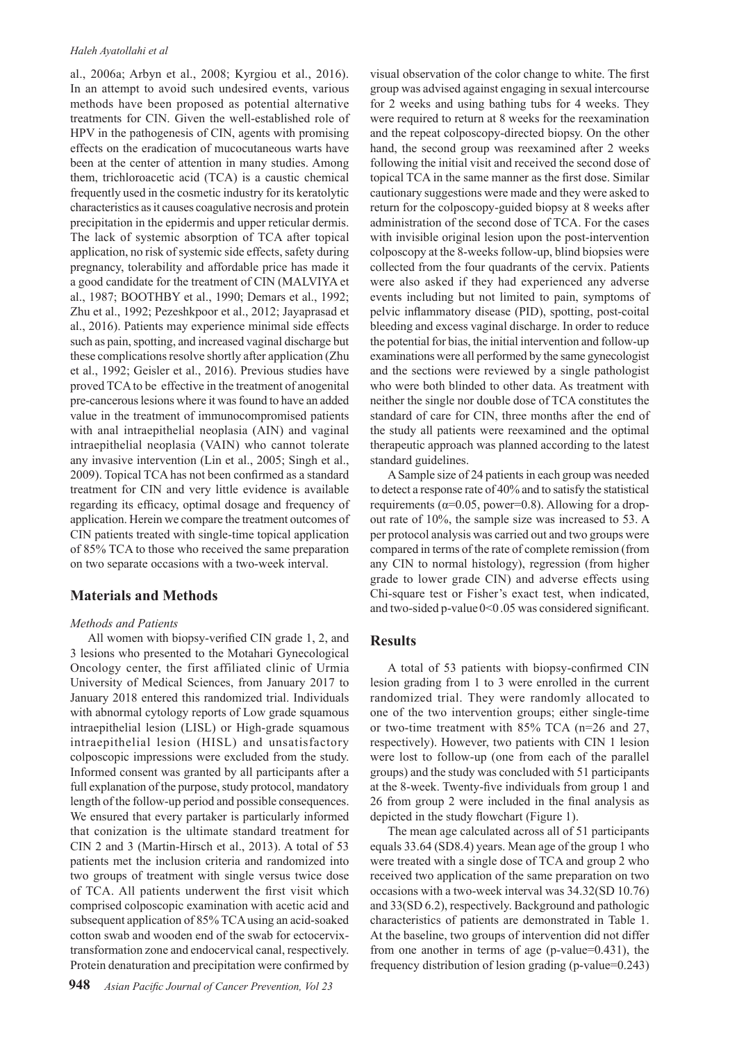al., 2006a; Arbyn et al., 2008; Kyrgiou et al., 2016). In an attempt to avoid such undesired events, various methods have been proposed as potential alternative treatments for CIN. Given the well-established role of HPV in the pathogenesis of CIN, agents with promising effects on the eradication of mucocutaneous warts have been at the center of attention in many studies. Among them, trichloroacetic acid (TCA) is a caustic chemical frequently used in the cosmetic industry for its keratolytic characteristics as it causes coagulative necrosis and protein precipitation in the epidermis and upper reticular dermis. The lack of systemic absorption of TCA after topical application, no risk of systemic side effects, safety during pregnancy, tolerability and affordable price has made it a good candidate for the treatment of CIN (MALVIYA et al., 1987; BOOTHBY et al., 1990; Demars et al., 1992; Zhu et al., 1992; Pezeshkpoor et al., 2012; Jayaprasad et al., 2016). Patients may experience minimal side effects such as pain, spotting, and increased vaginal discharge but these complications resolve shortly after application (Zhu et al., 1992; Geisler et al., 2016). Previous studies have proved TCA to be effective in the treatment of anogenital pre-cancerous lesions where it was found to have an added value in the treatment of immunocompromised patients with anal intraepithelial neoplasia (AIN) and vaginal intraepithelial neoplasia (VAIN) who cannot tolerate any invasive intervention (Lin et al., 2005; Singh et al., 2009). Topical TCA has not been confirmed as a standard treatment for CIN and very little evidence is available regarding its efficacy, optimal dosage and frequency of application. Herein we compare the treatment outcomes of CIN patients treated with single-time topical application of 85% TCA to those who received the same preparation on two separate occasions with a two-week interval.

## Materials and Methods

### *Methods and Patients*

All women with biopsy-verified CIN grade 1, 2, and 3 lesions who presented to the Motahari Gynecological Oncology center, the first affiliated clinic of Urmia University of Medical Sciences, from January 2017 to January 2018 entered this randomized trial. Individuals with abnormal cytology reports of Low grade squamous intraepithelial lesion (LISL) or High-grade squamous intraepithelial lesion (HISL) and unsatisfactory colposcopic impressions were excluded from the study. Informed consent was granted by all participants after a full explanation of the purpose, study protocol, mandatory length of the follow-up period and possible consequences. We ensured that every partaker is particularly informed that conization is the ultimate standard treatment for CIN 2 and 3 (Martin-Hirsch et al., 2013). A total of 53 patients met the inclusion criteria and randomized into two groups of treatment with single versus twice dose of TCA. All patients underwent the first visit which comprised colposcopic examination with acetic acid and subsequent application of 85% TCA using an acid-soaked cotton swab and wooden end of the swab for ectocervix-transformation zone and endocervical canal, respectively. Protein denaturation and precipitation were confirmed by visual observation of the color change to white. The first group was advised against engaging in sexual intercourse for 2 weeks and using bathing tubs for 4 weeks. They were required to return at 8 weeks for the reexamination and the repeat colposcopy-directed biopsy. On the other hand, the second group was reexamined after 2 weeks following the initial visit and received the second dose of topical TCA in the same manner as the first dose. Similar cautionary suggestions were made and they were asked to return for the colposcopy-guided biopsy at 8 weeks after administration of the second dose of TCA. For the cases with invisible original lesion upon the post-intervention colposcopy at the 8-weeks follow-up, blind biopsies were collected from the four quadrants of the cervix. Patients were also asked if they had experienced any adverse events including but not limited to pain, symptoms of pelvic inflammatory disease (PID), spotting, post-coital bleeding and excess vaginal discharge. In order to reduce the potential for bias, the initial intervention and follow-up examinations were all performed by the same gynecologist and the sections were reviewed by a single pathologist who were both blinded to other data. As treatment with neither the single nor double dose of TCA constitutes the standard of care for CIN, three months after the end of the study all patients were reexamined and the optimal therapeutic approach was planned according to the latest standard guidelines.

A Sample size of 24 patients in each group was needed to detect a response rate of 40% and to satisfy the statistical requirements ($\alpha$=0.05, power=0.8). Allowing for a drop-out rate of 10%, the sample size was increased to 53. A per protocol analysis was carried out and two groups were compared in terms of the rate of complete remission (from any CIN to normal histology), regression (from higher grade to lower grade CIN) and adverse effects using Chi-square test or Fisher's exact test, when indicated, and two-sided p-value 0<0 .05 was considered significant.

## Results

A total of 53 patients with biopsy-confirmed CIN lesion grading from 1 to 3 were enrolled in the current randomized trial. They were randomly allocated to one of the two intervention groups; either single-time or two-time treatment with 85% TCA (n=26 and 27, respectively). However, two patients with CIN 1 lesion were lost to follow-up (one from each of the parallel groups) and the study was concluded with 51 participants at the 8-week. Twenty-five individuals from group 1 and 26 from group 2 were included in the final analysis as depicted in the study flowchart (Figure 1).

The mean age calculated across all of 51 participants equals 33.64 (SD8.4) years. Mean age of the group 1 who were treated with a single dose of TCA and group 2 who received two application of the same preparation on two occasions with a two-week interval was 34.32(SD 10.76) and 33(SD 6.2), respectively. Background and pathologic characteristics of patients are demonstrated in Table 1. At the baseline, two groups of intervention did not differ from one another in terms of age (p-value=0.431), the frequency distribution of lesion grading (p-value=0.243)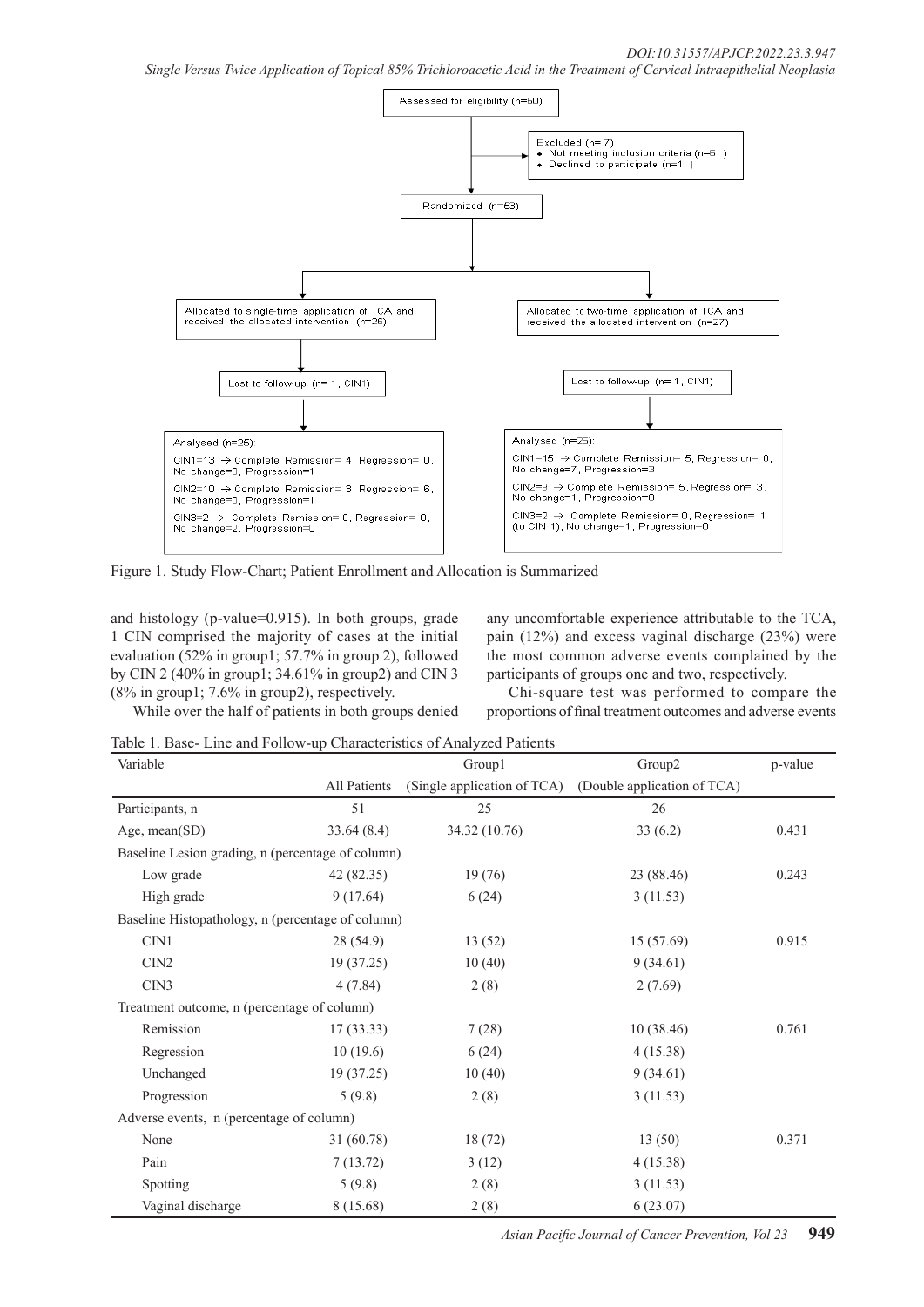Assessed for eligibility (n=60)

Excluded (n= 7)
- Not meeting inclusion criteria (n=6 )
- Declined to participate (n=1 )

Randomized (n=53)

Allocated to single-time application of TCA and received the allocated intervention (n=26)

Lost to follow-up (n= 1, CIN1)

Analysed (n=25):

CIN1=13 → Complete Remission= 4, Regression= 0, No change=8, Progression=1

CIN2=10 → Complete Remission= 3, Regression= 6, No change=0, Progression=1

CIN3=2 → Complete Remission= 0, Regression= 0, No change=2, Progression=0

Allocated to two-time application of TCA and received the allocated intervention (n=27)

Lost to follow-up (n= 1, CIN1)

Analysed (n=26):

CIN1=15 → Complete Remission= 5, Regression= 0, No change=7, Progression=3

CIN2=9 → Complete Remission= 5, Regression= 3, No change=1, Progression=0

CIN3=2 → Complete Remission= 0, Regression= 1 (to CIN 1), No change=1, Progression=0

Figure 1. Study Flow-Chart; Patient Enrollment and Allocation is Summarized

and histology (p-value=0.915). In both groups, grade 1 CIN comprised the majority of cases at the initial evaluation (52% in group1; 57.7% in group 2), followed by CIN 2 (40% in group1; 34.61% in group2) and CIN 3 (8% in group1; 7.6% in group2), respectively.

While over the half of patients in both groups denied any uncomfortable experience attributable to the TCA, pain (12%) and excess vaginal discharge (23%) were the most common adverse events complained by the participants of groups one and two, respectively.

Chi-square test was performed to compare the proportions of final treatment outcomes and adverse events

Table 1. Base- Line and Follow-up Characteristics of Analyzed Patients

| Variable | All Patients | Group1 (Single application of TCA) | Group2 (Double application of TCA) | p-value |
|---|---|---|---|---|
| Participants, n | 51 | 25 | 26 | |
| Age, mean(SD) | 33.64 (8.4) | 34.32 (10.76) | 33 (6.2) | 0.431 |
| Baseline Lesion grading, n (percentage of column) | | | | |
| Low grade | 42 (82.35) | 19 (76) | 23 (88.46) | 0.243 |
| High grade | 9 (17.64) | 6 (24) | 3 (11.53) | |
| Baseline Histopathology, n (percentage of column) | | | | |
| CIN1 | 28 (54.9) | 13 (52) | 15 (57.69) | 0.915 |
| CIN2 | 19 (37.25) | 10 (40) | 9 (34.61) | |
| CIN3 | 4 (7.84) | 2 (8) | 2 (7.69) | |
| Treatment outcome, n (percentage of column) | | | | |
| Remission | 17 (33.33) | 7 (28) | 10 (38.46) | 0.761 |
| Regression | 10 (19.6) | 6 (24) | 4 (15.38) | |
| Unchanged | 19 (37.25) | 10 (40) | 9 (34.61) | |
| Progression | 5 (9.8) | 2 (8) | 3 (11.53) | |
| Adverse events, n (percentage of column) | | | | |
| None | 31 (60.78) | 18 (72) | 13 (50) | 0.371 |
| Pain | 7 (13.72) | 3 (12) | 4 (15.38) | |
| Spotting | 5 (9.8) | 2 (8) | 3 (11.53) | |
| Vaginal discharge | 8 (15.68) | 2 (8) | 6 (23.07) | |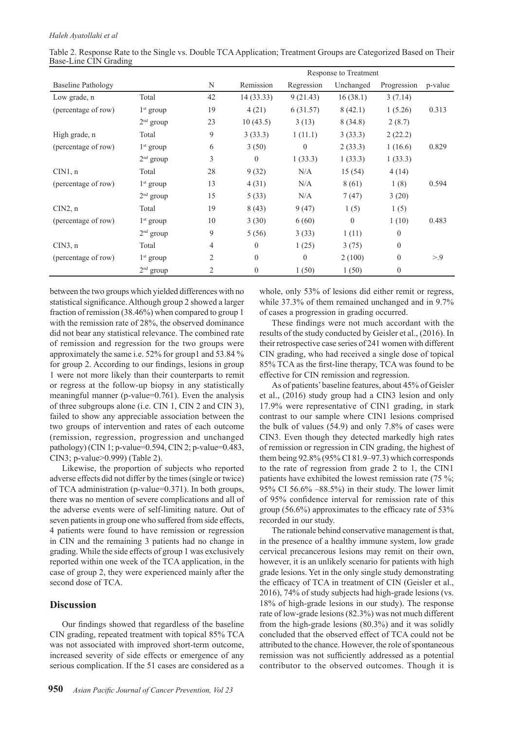Table 2. Response Rate to the Single vs. Double TCA Application; Treatment Groups are Categorized Based on Their Base-Line CIN Grading

| Baseline Pathology | | N | Response to Treatment | | | | |
|---|---|---|---|---|---|---|---|
| | | | Remission | Regression | Unchanged | Progression | p-value |
| Low grade, n | Total | 42 | 14 (33.33) | 9 (21.43) | 16 (38.1) | 3 (7.14) | |
| (percentage of row) | 1st group | 19 | 4 (21) | 6 (31.57) | 8 (42.1) | 1 (5.26) | 0.313 |
| | 2nd group | 23 | 10 (43.5) | 3 (13) | 8 (34.8) | 2 (8.7) | |
| High grade, n | Total | 9 | 3 (33.3) | 1 (11.1) | 3 (33.3) | 2 (22.2) | |
| (percentage of row) | 1st group | 6 | 3 (50) | 0 | 2 (33.3) | 1 (16.6) | 0.829 |
| | 2nd group | 3 | 0 | 1 (33.3) | 1 (33.3) | 1 (33.3) | |
| CIN1, n | Total | 28 | 9 (32) | N/A | 15 (54) | 4 (14) | |
| (percentage of row) | 1st group | 13 | 4 (31) | N/A | 8 (61) | 1 (8) | 0.594 |
| | 2nd group | 15 | 5 (33) | N/A | 7 (47) | 3 (20) | |
| CIN2, n | Total | 19 | 8 (43) | 9 (47) | 1 (5) | 1 (5) | |
| (percentage of row) | 1st group | 10 | 3 (30) | 6 (60) | 0 | 1 (10) | 0.483 |
| | 2nd group | 9 | 5 (56) | 3 (33) | 1 (11) | 0 | |
| CIN3, n | Total | 4 | 0 | 1 (25) | 3 (75) | 0 | |
| (percentage of row) | 1st group | 2 | 0 | 0 | 2 (100) | 0 | >.9 |
| | 2nd group | 2 | 0 | 1 (50) | 1 (50) | 0 | |

between the two groups which yielded differences with no statistical significance. Although group 2 showed a larger fraction of remission (38.46%) when compared to group 1 with the remission rate of 28%, the observed dominance did not bear any statistical relevance. The combined rate of remission and regression for the two groups were approximately the same i.e. 52% for group1 and 53.84 % for group 2. According to our findings, lesions in group 1 were not more likely than their counterparts to remit or regress at the follow-up biopsy in any statistically meaningful manner (p-value=0.761). Even the analysis of three subgroups alone (i.e. CIN 1, CIN 2 and CIN 3), failed to show any appreciable association between the two groups of intervention and rates of each outcome (remission, regression, progression and unchanged pathology) (CIN 1; p-value=0.594, CIN 2; p-value=0.483, CIN3; p-value>0.999) (Table 2).

Likewise, the proportion of subjects who reported adverse effects did not differ by the times (single or twice) of TCA administration (p-value=0.371). In both groups, there was no mention of severe complications and all of the adverse events were of self-limiting nature. Out of seven patients in group one who suffered from side effects, 4 patients were found to have remission or regression in CIN and the remaining 3 patients had no change in grading. While the side effects of group 1 was exclusively reported within one week of the TCA application, in the case of group 2, they were experienced mainly after the second dose of TCA.

## Discussion

Our findings showed that regardless of the baseline CIN grading, repeated treatment with topical 85% TCA was not associated with improved short-term outcome, increased severity of side effects or emergence of any serious complication. If the 51 cases are considered as a whole, only 53% of lesions did either remit or regress, while 37.3% of them remained unchanged and in 9.7% of cases a progression in grading occurred.

These findings were not much accordant with the results of the study conducted by Geisler et al., (2016). In their retrospective case series of 241 women with different CIN grading, who had received a single dose of topical 85% TCA as the first-line therapy, TCA was found to be effective for CIN remission and regression.

As of patients' baseline features, about 45% of Geisler et al., (2016) study group had a CIN3 lesion and only 17.9% were representative of CIN1 grading, in stark contrast to our sample where CIN1 lesions comprised the bulk of values (54.9) and only 7.8% of cases were CIN3. Even though they detected markedly high rates of remission or regression in CIN grading, the highest of them being 92.8% (95% CI 81.9–97.3) which corresponds to the rate of regression from grade 2 to 1, the CIN1 patients have exhibited the lowest remission rate (75 %; 95% CI 56.6% –88.5%) in their study. The lower limit of 95% confidence interval for remission rate of this group (56.6%) approximates to the efficacy rate of 53% recorded in our study.

The rationale behind conservative management is that, in the presence of a healthy immune system, low grade cervical precancerous lesions may remit on their own, however, it is an unlikely scenario for patients with high grade lesions. Yet in the only single study demonstrating the efficacy of TCA in treatment of CIN (Geisler et al., 2016), 74% of study subjects had high-grade lesions (vs. 18% of high-grade lesions in our study). The response rate of low-grade lesions (82.3%) was not much different from the high-grade lesions (80.3%) and it was solidly concluded that the observed effect of TCA could not be attributed to the chance. However, the role of spontaneous remission was not sufficiently addressed as a potential contributor to the observed outcomes. Though it is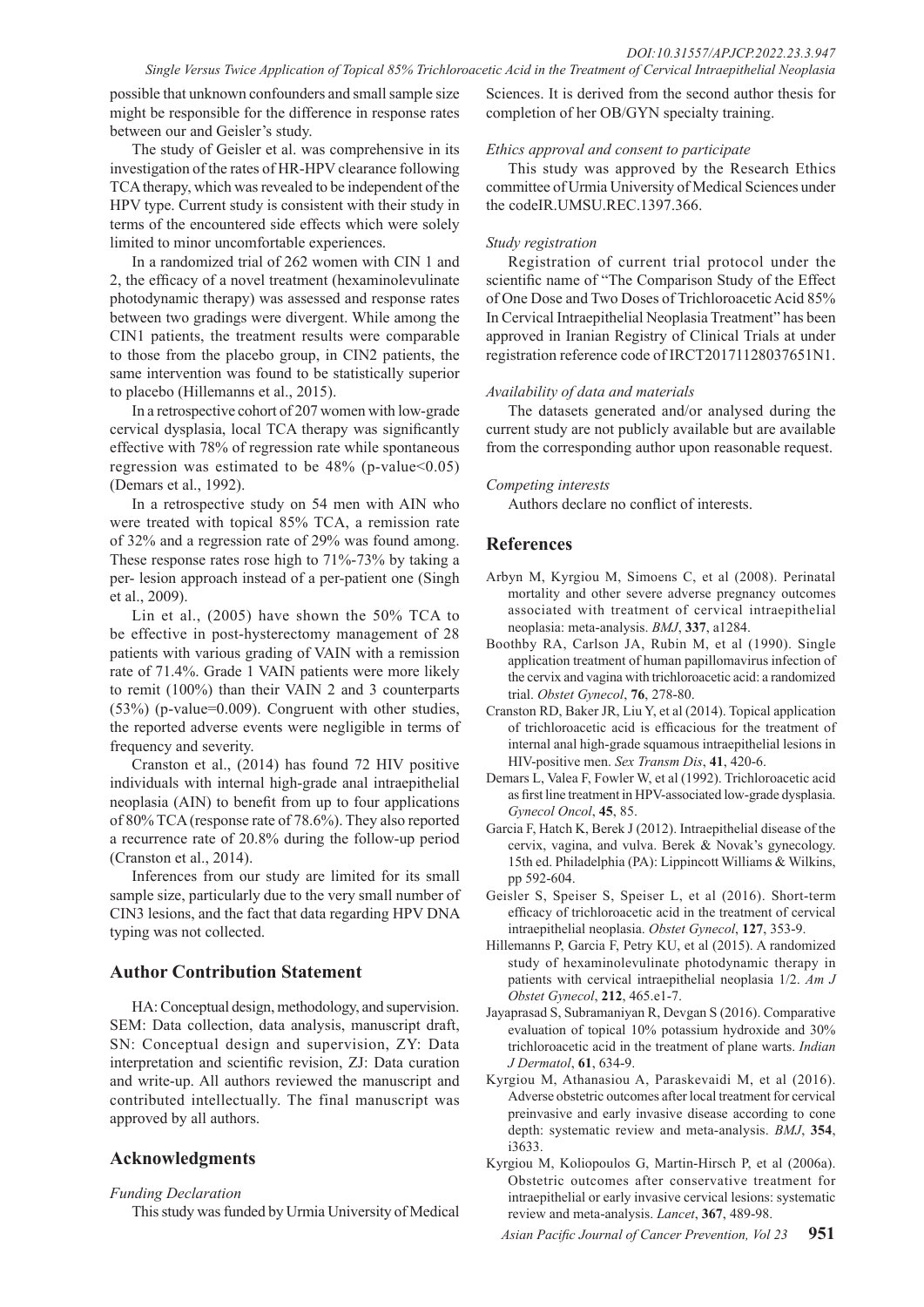possible that unknown confounders and small sample size might be responsible for the difference in response rates between our and Geisler's study.

The study of Geisler et al. was comprehensive in its investigation of the rates of HR-HPV clearance following TCA therapy, which was revealed to be independent of the HPV type. Current study is consistent with their study in terms of the encountered side effects which were solely limited to minor uncomfortable experiences.

In a randomized trial of 262 women with CIN 1 and 2, the efficacy of a novel treatment (hexaminolevulinate photodynamic therapy) was assessed and response rates between two gradings were divergent. While among the CIN1 patients, the treatment results were comparable to those from the placebo group, in CIN2 patients, the same intervention was found to be statistically superior to placebo (Hillemanns et al., 2015).

In a retrospective cohort of 207 women with low-grade cervical dysplasia, local TCA therapy was significantly effective with 78% of regression rate while spontaneous regression was estimated to be 48% (p-value<0.05) (Demars et al., 1992).

In a retrospective study on 54 men with AIN who were treated with topical 85% TCA, a remission rate of 32% and a regression rate of 29% was found among. These response rates rose high to 71%-73% by taking a per- lesion approach instead of a per-patient one (Singh et al., 2009).

Lin et al., (2005) have shown the 50% TCA to be effective in post-hysterectomy management of 28 patients with various grading of VAIN with a remission rate of 71.4%. Grade 1 VAIN patients were more likely to remit (100%) than their VAIN 2 and 3 counterparts (53%) (p-value=0.009). Congruent with other studies, the reported adverse events were negligible in terms of frequency and severity.

Cranston et al., (2014) has found 72 HIV positive individuals with internal high-grade anal intraepithelial neoplasia (AIN) to benefit from up to four applications of 80% TCA (response rate of 78.6%). They also reported a recurrence rate of 20.8% during the follow-up period (Cranston et al., 2014).

Inferences from our study are limited for its small sample size, particularly due to the very small number of CIN3 lesions, and the fact that data regarding HPV DNA typing was not collected.

## Author Contribution Statement

HA: Conceptual design, methodology, and supervision. SEM: Data collection, data analysis, manuscript draft, SN: Conceptual design and supervision, ZY: Data interpretation and scientific revision, ZJ: Data curation and write-up. All authors reviewed the manuscript and contributed intellectually. The final manuscript was approved by all authors.

## Acknowledgments

*Funding Declaration*

This study was funded by Urmia University of Medical Sciences. It is derived from the second author thesis for completion of her OB/GYN specialty training.

*Ethics approval and consent to participate*

This study was approved by the Research Ethics committee of Urmia University of Medical Sciences under the codeIR.UMSU.REC.1397.366.

*Study registration*

Registration of current trial protocol under the scientific name of "The Comparison Study of the Effect of One Dose and Two Doses of Trichloroacetic Acid 85% In Cervical Intraepithelial Neoplasia Treatment" has been approved in Iranian Registry of Clinical Trials at under registration reference code of IRCT20171128037651N1.

*Availability of data and materials*

The datasets generated and/or analysed during the current study are not publicly available but are available from the corresponding author upon reasonable request.

*Competing interests*

Authors declare no conflict of interests.

## References

Arbyn M, Kyrgiou M, Simoens C, et al (2008). Perinatal mortality and other severe adverse pregnancy outcomes associated with treatment of cervical intraepithelial neoplasia: meta-analysis. *BMJ*, **337**, a1284.

Boothby RA, Carlson JA, Rubin M, et al (1990). Single application treatment of human papillomavirus infection of the cervix and vagina with trichloroacetic acid: a randomized trial. *Obstet Gynecol*, **76**, 278-80.

Cranston RD, Baker JR, Liu Y, et al (2014). Topical application of trichloroacetic acid is efficacious for the treatment of internal anal high-grade squamous intraepithelial lesions in HIV-positive men. *Sex Transm Dis*, **41**, 420-6.

Demars L, Valea F, Fowler W, et al (1992). Trichloroacetic acid as first line treatment in HPV-associated low-grade dysplasia. *Gynecol Oncol*, **45**, 85.

Garcia F, Hatch K, Berek J (2012). Intraepithelial disease of the cervix, vagina, and vulva. Berek & Novak's gynecology. 15th ed. Philadelphia (PA): Lippincott Williams & Wilkins, pp 592-604.

Geisler S, Speiser S, Speiser L, et al (2016). Short-term efficacy of trichloroacetic acid in the treatment of cervical intraepithelial neoplasia. *Obstet Gynecol*, **127**, 353-9.

Hillemanns P, Garcia F, Petry KU, et al (2015). A randomized study of hexaminolevulinate photodynamic therapy in patients with cervical intraepithelial neoplasia 1/2. *Am J Obstet Gynecol*, **212**, 465.e1-7.

Jayaprasad S, Subramaniyan R, Devgan S (2016). Comparative evaluation of topical 10% potassium hydroxide and 30% trichloroacetic acid in the treatment of plane warts. *Indian J Dermatol*, **61**, 634-9.

Kyrgiou M, Athanasiou A, Paraskevaidi M, et al (2016). Adverse obstetric outcomes after local treatment for cervical preinvasive and early invasive disease according to cone depth: systematic review and meta-analysis. *BMJ*, **354**, i3633.

Kyrgiou M, Koliopoulos G, Martin-Hirsch P, et al (2006a). Obstetric outcomes after conservative treatment for intraepithelial or early invasive cervical lesions: systematic review and meta-analysis. *Lancet*, **367**, 489-98.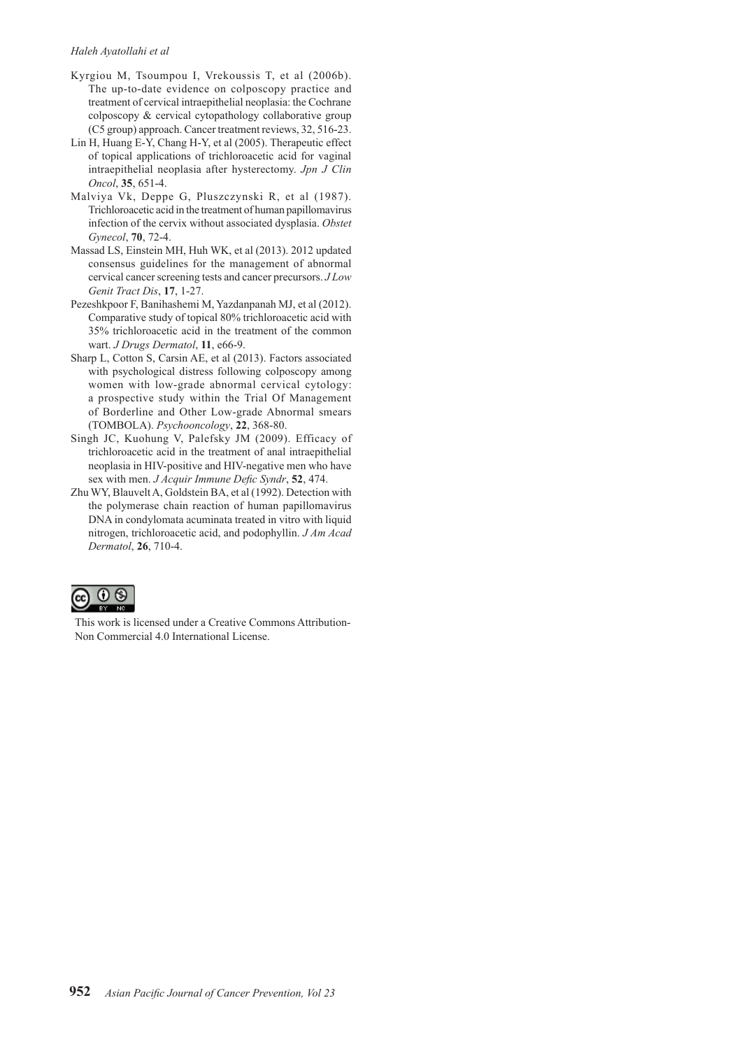Kyrgiou M, Tsoumpou I, Vrekoussis T, et al (2006b). The up-to-date evidence on colposcopy practice and treatment of cervical intraepithelial neoplasia: the Cochrane colposcopy & cervical cytopathology collaborative group (C5 group) approach. Cancer treatment reviews, 32, 516-23.

Lin H, Huang E-Y, Chang H-Y, et al (2005). Therapeutic effect of topical applications of trichloroacetic acid for vaginal intraepithelial neoplasia after hysterectomy. *Jpn J Clin Oncol*, **35**, 651-4.

Malviya Vk, Deppe G, Pluszczynski R, et al (1987). Trichloroacetic acid in the treatment of human papillomavirus infection of the cervix without associated dysplasia. *Obstet Gynecol*, **70**, 72-4.

Massad LS, Einstein MH, Huh WK, et al (2013). 2012 updated consensus guidelines for the management of abnormal cervical cancer screening tests and cancer precursors. *J Low Genit Tract Dis*, **17**, 1-27.

Pezeshkpoor F, Banihashemi M, Yazdanpanah MJ, et al (2012). Comparative study of topical 80% trichloroacetic acid with 35% trichloroacetic acid in the treatment of the common wart. *J Drugs Dermatol*, **11**, e66-9.

Sharp L, Cotton S, Carsin AE, et al (2013). Factors associated with psychological distress following colposcopy among women with low-grade abnormal cervical cytology: a prospective study within the Trial Of Management of Borderline and Other Low-grade Abnormal smears (TOMBOLA). *Psychooncology*, **22**, 368-80.

Singh JC, Kuohung V, Palefsky JM (2009). Efficacy of trichloroacetic acid in the treatment of anal intraepithelial neoplasia in HIV-positive and HIV-negative men who have sex with men. *J Acquir Immune Defic Syndr*, **52**, 474.

Zhu WY, Blauvelt A, Goldstein BA, et al (1992). Detection with the polymerase chain reaction of human papillomavirus DNA in condylomata acuminata treated in vitro with liquid nitrogen, trichloroacetic acid, and podophyllin. *J Am Acad Dermatol*, **26**, 710-4.

This work is licensed under a Creative Commons Attribution-Non Commercial 4.0 International License.